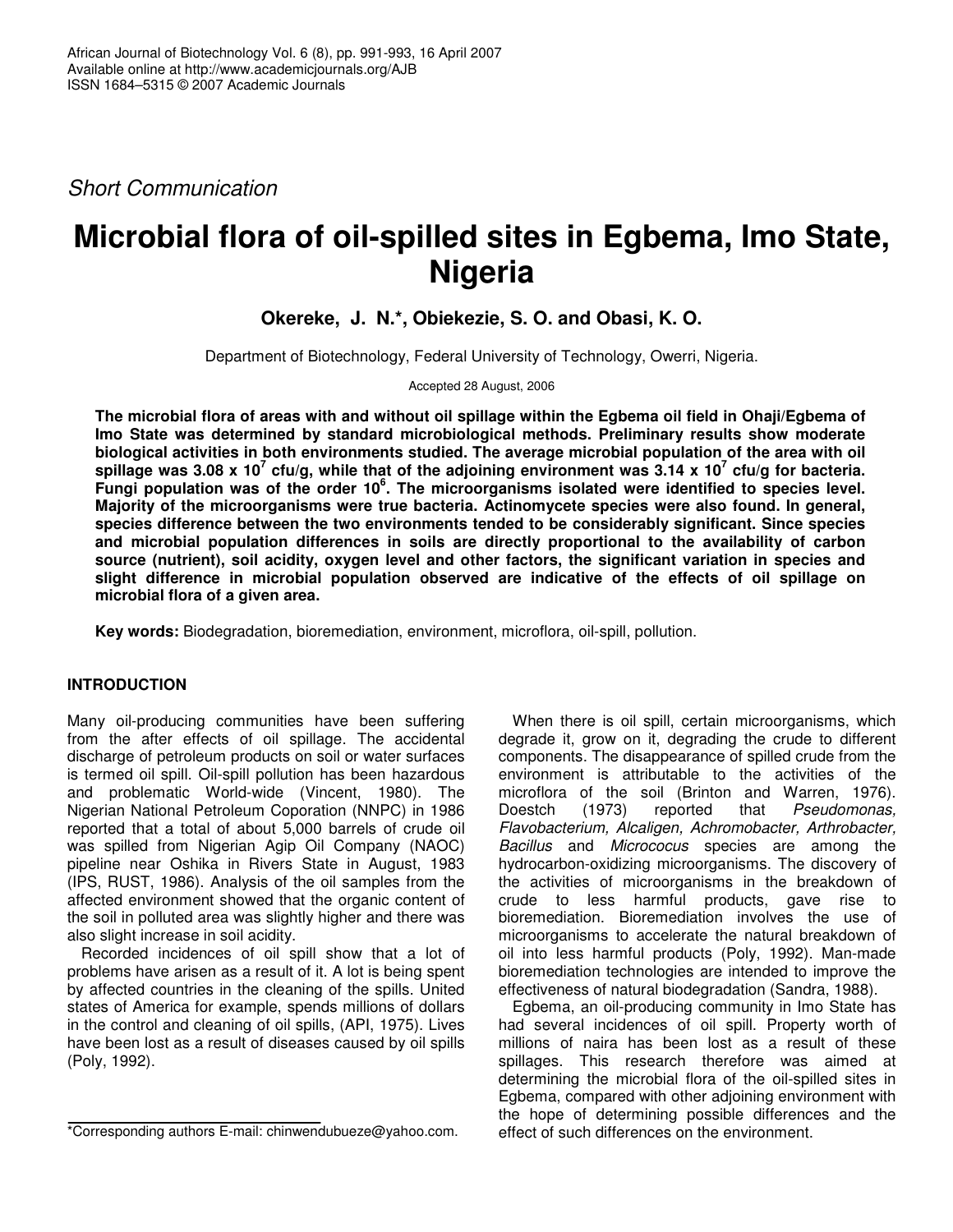*Short Communication*

# Microbial flora of oil-spilled sites in Egbema, Imo State, Nigeria

**Okereke, J. N.*, Obiekezie, S. O. and Obasi, K. O.**

Department of Biotechnology, Federal University of Technology, Owerri, Nigeria.

Accepted 28 August, 2006

**The microbial flora of areas with and without oil spillage within the Egbema oil field in Ohaji/Egbema of Imo State was determined by standard microbiological methods. Preliminary results show moderate biological activities in both environments studied. The average microbial population of the area with oil spillage was $3.08 \times 10^7$ cfu/g, while that of the adjoining environment was $3.14 \times 10^7$ cfu/g for bacteria. Fungi population was of the order $10^6$. The microorganisms isolated were identified to species level. Majority of the microorganisms were true bacteria. Actinomycete species were also found. In general, species difference between the two environments tended to be considerably significant. Since species and microbial population differences in soils are directly proportional to the availability of carbon source (nutrient), soil acidity, oxygen level and other factors, the significant variation in species and slight difference in microbial population observed are indicative of the effects of oil spillage on microbial flora of a given area.**

**Key words:** Biodegradation, bioremediation, environment, microflora, oil-spill, pollution.

## INTRODUCTION

Many oil-producing communities have been suffering from the after effects of oil spillage. The accidental discharge of petroleum products on soil or water surfaces is termed oil spill. Oil-spill pollution has been hazardous and problematic World-wide (Vincent, 1980). The Nigerian National Petroleum Coporation (NNPC) in 1986 reported that a total of about 5,000 barrels of crude oil was spilled from Nigerian Agip Oil Company (NAOC) pipeline near Oshika in Rivers State in August, 1983 (IPS, RUST, 1986). Analysis of the oil samples from the affected environment showed that the organic content of the soil in polluted area was slightly higher and there was also slight increase in soil acidity.

Recorded incidences of oil spill show that a lot of problems have arisen as a result of it. A lot is being spent by affected countries in the cleaning of the spills. United states of America for example, spends millions of dollars in the control and cleaning of oil spills, (API, 1975). Lives have been lost as a result of diseases caused by oil spills (Poly, 1992).

When there is oil spill, certain microorganisms, which degrade it, grow on it, degrading the crude to different components. The disappearance of spilled crude from the environment is attributable to the activities of the microflora of the soil (Brinton and Warren, 1976). Doestch (1973) reported that *Pseudomonas, Flavobacterium, Alcaligen, Achromobacter, Arthrobacter, Bacillus* and *Micrococus* species are among the hydrocarbon-oxidizing microorganisms. The discovery of the activities of microorganisms in the breakdown of crude to less harmful products, gave rise to bioremediation. Bioremediation involves the use of microorganisms to accelerate the natural breakdown of oil into less harmful products (Poly, 1992). Man-made bioremediation technologies are intended to improve the effectiveness of natural biodegradation (Sandra, 1988).

Egbema, an oil-producing community in Imo State has had several incidences of oil spill. Property worth of millions of naira has been lost as a result of these spillages. This research therefore was aimed at determining the microbial flora of the oil-spilled sites in Egbema, compared with other adjoining environment with the hope of determining possible differences and the effect of such differences on the environment.

*Corresponding authors E-mail: chinwendubueze@yahoo.com.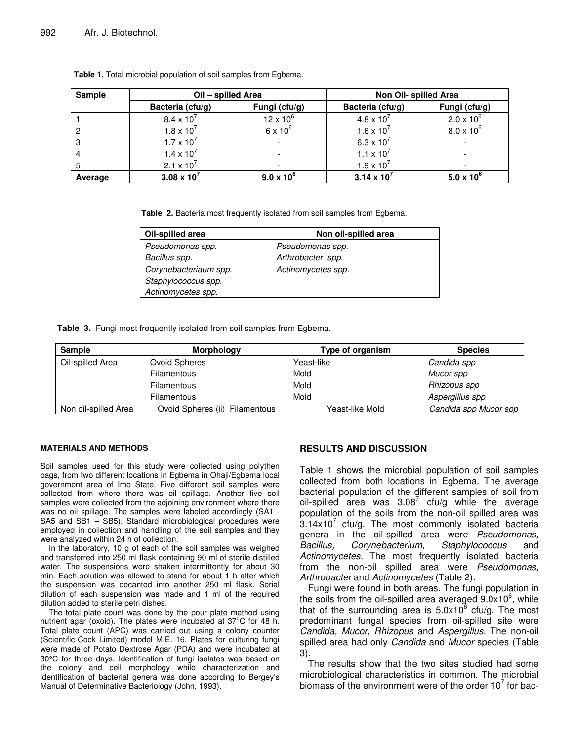**Table 1.** Total microbial population of soil samples from Egbema.

| Sample | Oil – spilled Area | | Non Oil- spilled Area | |
|---|---|---|---|---|
| | Bacteria (cfu/g) | Fungi (cfu/g) | Bacteria (cfu/g) | Fungi (cfu/g) |
| 1 | $8.4 \times 10^7$ | $12 \times 10^6$ | $4.8 \times 10^7$ | $2.0 \times 10^6$ |
| 2 | $1.8 \times 10^7$ | $6 \times 10^6$ | $1.6 \times 10^7$ | $8.0 \times 10^6$ |
| 3 | $1.7 \times 10^7$ | - | $6.3 \times 10^7$ | - |
| 4 | $1.4 \times 10^7$ | - | $1.1 \times 10^7$ | - |
| 5 | $2.1 \times 10^7$ | - | $1.9 \times 10^7$ | - |
| **Average** | $\mathbf{3.08 \times 10^7}$ | $\mathbf{9.0 \times 10^6}$ | $\mathbf{3.14 \times 10^7}$ | $\mathbf{5.0 \times 10^6}$ |

**Table 2.** Bacteria most frequently isolated from soil samples from Egbema.

| Oil-spilled area | Non oil-spilled area |
|---|---|
| *Pseudomonas spp.* | *Pseudomonas spp.* |
| *Bacillus spp.* | *Arthrobacter spp.* |
| *Corynebacteriaum spp.* | *Actinomycetes spp.* |
| *Staphylococcus spp.* | |
| *Actinomycetes spp.* | |

**Table 3.** Fungi most frequently isolated from soil samples from Egbema.

| Sample | Morphology | Type of organism | Species |
|---|---|---|---|
| Oil-spilled Area | Ovoid Spheres | Yeast-like | *Candida spp* |
| | Filamentous | Mold | *Mucor spp* |
| | Filamentous | Mold | *Rhizopus spp* |
| | Filamentous | Mold | *Aspergillus spp* |
| Non oil-spilled Area | Ovoid Spheres (ii) Filamentous | Yeast-like Mold | *Candida spp Mucor spp* |

#### MATERIALS AND METHODS

Soil samples used for this study were collected using polythen bags, from two different locations in Egbema in Ohaji/Egbema local government area of Imo State. Five different soil samples were collected from where there was oil spillage. Another five soil samples were collected from the adjoining environment where there was no oil spillage. The samples were labeled accordingly (SA1 - SA5 and SB1 – SB5). Standard microbiological procedures were employed in collection and handling of the soil samples and they were analyzed within 24 h of collection.

In the laboratory, 10 g of each of the soil samples was weighed and transferred into 250 ml flask containing 90 ml of sterile distilled water. The suspensions were shaken intermittently for about 30 min. Each solution was allowed to stand for about 1 h after which the suspension was decanted into another 250 ml flask. Serial dilution of each suspension was made and 1 ml of the required dilution added to sterile petri dishes.

The total plate count was done by the pour plate method using nutrient agar (oxoid). The plates were incubated at $37^0$C for 48 h. Total plate count (APC) was carried out using a colony counter (Scientific-Cock Limited) model M.E. 16. Plates for culturing fungi were made of Potato Dextrose Agar (PDA) and were incubated at 30°C for three days. Identification of fungi isolates was based on the colony and cell morphology while characterization and identification of bacterial genera was done according to Bergey's Manual of Determinative Bacteriology (John, 1993).

## RESULTS AND DISCUSSION

Table 1 shows the microbial population of soil samples collected from both locations in Egbema. The average bacterial population of the different samples of soil from oil-spilled area was $3.08^7$ cfu/g while the average population of the soils from the non-oil spilled area was $3.14 \times 10^7$ cfu/g. The most commonly isolated bacteria genera in the oil-spilled area were *Pseudomonas, Bacillus, Corynebacterium, Staphylococcus* and *Actinomycetes.* The most frequently isolated bacteria from the non-oil spilled area were *Pseudomonas, Arthrobacter* and *Actinomycetes* (Table 2).

Fungi were found in both areas. The fungi population in the soils from the oil-spilled area averaged $9.0 \times 10^6$, while that of the surrounding area is $5.0 \times 10^6$ cfu/g. The most predominant fungal species from oil-spilled site were *Candida, Mucor, Rhizopus* and *Aspergillus.* The non-oil spilled area had only *Candida* and *Mucor* species (Table 3).

The results show that the two sites studied had some microbiological characteristics in common. The microbial biomass of the environment were of the order $10^7$ for bac-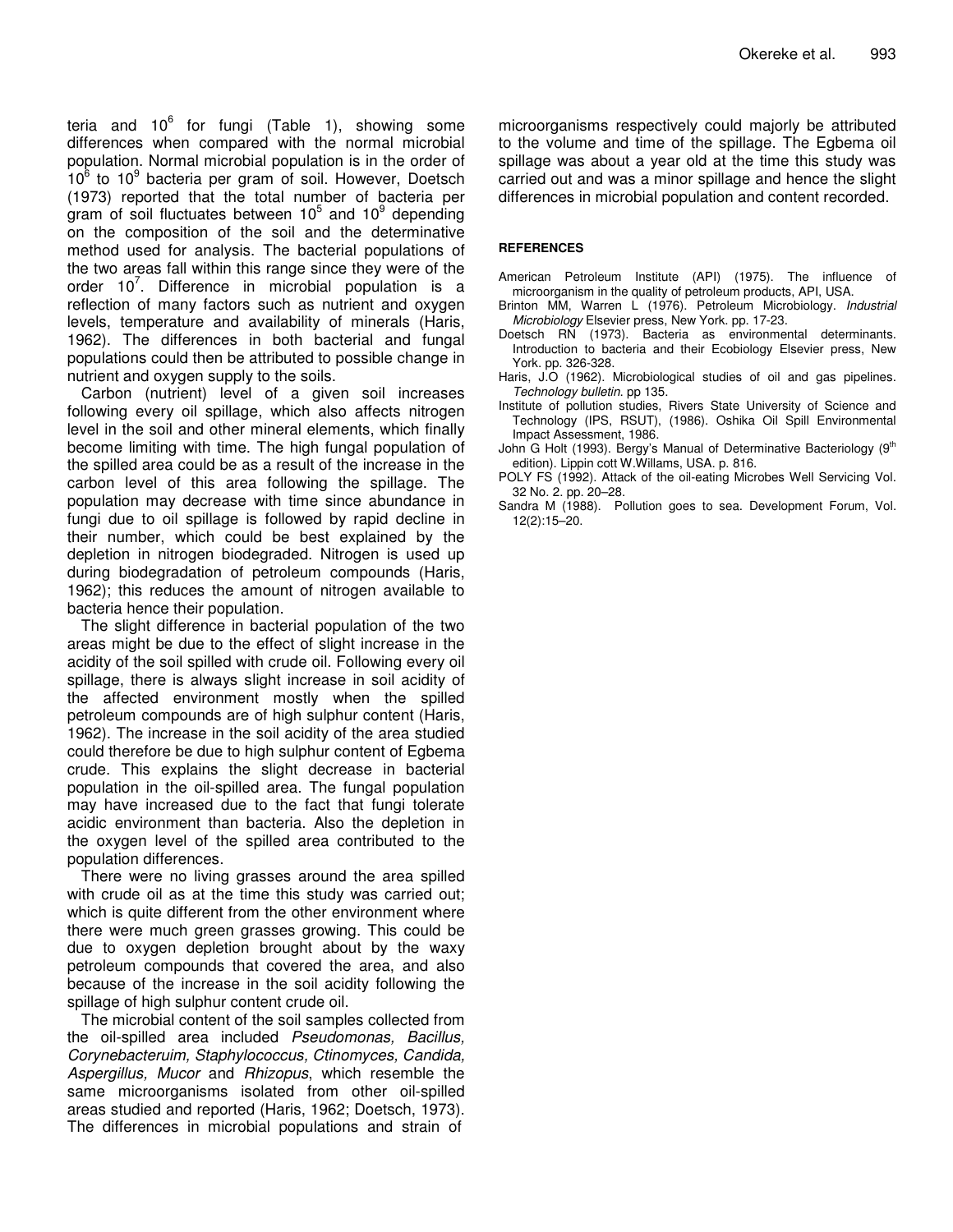teria and $10^6$ for fungi (Table 1), showing some differences when compared with the normal microbial population. Normal microbial population is in the order of $10^6$ to $10^9$ bacteria per gram of soil. However, Doetsch (1973) reported that the total number of bacteria per gram of soil fluctuates between $10^5$ and $10^9$ depending on the composition of the soil and the determinative method used for analysis. The bacterial populations of the two areas fall within this range since they were of the order $10^7$. Difference in microbial population is a reflection of many factors such as nutrient and oxygen levels, temperature and availability of minerals (Haris, 1962). The differences in both bacterial and fungal populations could then be attributed to possible change in nutrient and oxygen supply to the soils.

Carbon (nutrient) level of a given soil increases following every oil spillage, which also affects nitrogen level in the soil and other mineral elements, which finally become limiting with time. The high fungal population of the spilled area could be as a result of the increase in the carbon level of this area following the spillage. The population may decrease with time since abundance in fungi due to oil spillage is followed by rapid decline in their number, which could be best explained by the depletion in nitrogen biodegraded. Nitrogen is used up during biodegradation of petroleum compounds (Haris, 1962); this reduces the amount of nitrogen available to bacteria hence their population.

The slight difference in bacterial population of the two areas might be due to the effect of slight increase in the acidity of the soil spilled with crude oil. Following every oil spillage, there is always slight increase in soil acidity of the affected environment mostly when the spilled petroleum compounds are of high sulphur content (Haris, 1962). The increase in the soil acidity of the area studied could therefore be due to high sulphur content of Egbema crude. This explains the slight decrease in bacterial population in the oil-spilled area. The fungal population may have increased due to the fact that fungi tolerate acidic environment than bacteria. Also the depletion in the oxygen level of the spilled area contributed to the population differences.

There were no living grasses around the area spilled with crude oil as at the time this study was carried out; which is quite different from the other environment where there were much green grasses growing. This could be due to oxygen depletion brought about by the waxy petroleum compounds that covered the area, and also because of the increase in the soil acidity following the spillage of high sulphur content crude oil.

The microbial content of the soil samples collected from the oil-spilled area included *Pseudomonas, Bacillus, Corynebacteruim, Staphylococcus, Ctinomyces, Candida, Aspergillus, Mucor* and *Rhizopus*, which resemble the same microorganisms isolated from other oil-spilled areas studied and reported (Haris, 1962; Doetsch, 1973). The differences in microbial populations and strain of microorganisms respectively could majorly be attributed to the volume and time of the spillage. The Egbema oil spillage was about a year old at the time this study was carried out and was a minor spillage and hence the slight differences in microbial population and content recorded.

## REFERENCES

American Petroleum Institute (API) (1975). The influence of microorganism in the quality of petroleum products, API, USA.

Brinton MM, Warren L (1976). Petroleum Microbiology. *Industrial Microbiology* Elsevier press, New York. pp. 17-23.

Doetsch RN (1973). Bacteria as environmental determinants. Introduction to bacteria and their Ecobiology Elsevier press, New York. pp. 326-328.

Haris, J.O (1962). Microbiological studies of oil and gas pipelines. *Technology bulletin.* pp 135.

Institute of pollution studies, Rivers State University of Science and Technology (IPS, RSUT), (1986). Oshika Oil Spill Environmental Impact Assessment, 1986.

John G Holt (1993). Bergy's Manual of Determinative Bacteriology (9th edition). Lippin cott W.Willams, USA. p. 816.

POLY FS (1992). Attack of the oil-eating Microbes Well Servicing Vol. 32 No. 2. pp. 20–28.

Sandra M (1988). Pollution goes to sea. Development Forum, Vol. 12(2):15–20.